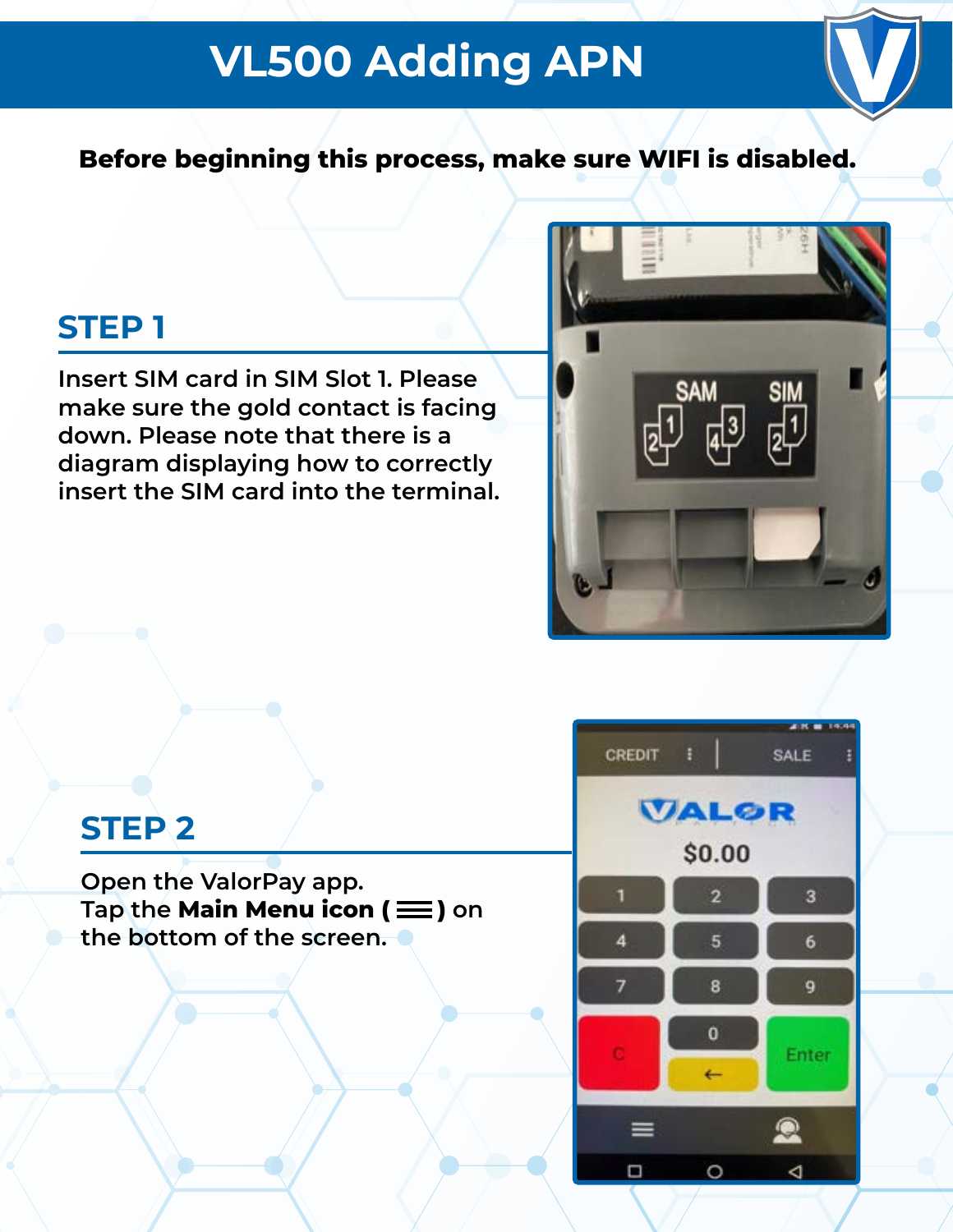# VL500 Adding APN

**Before beginning this process, make sure WIFI is disabled.**

## STEP 1

Insert SIM card in SIM Slot 1. Please make sure the gold contact is facing down. Please note that there is a diagram displaying how to correctly insert the SIM card into the terminal.

## STEP 2

Open the ValorPay app.
Tap the **Main Menu icon ( ☰ )** on the bottom of the screen.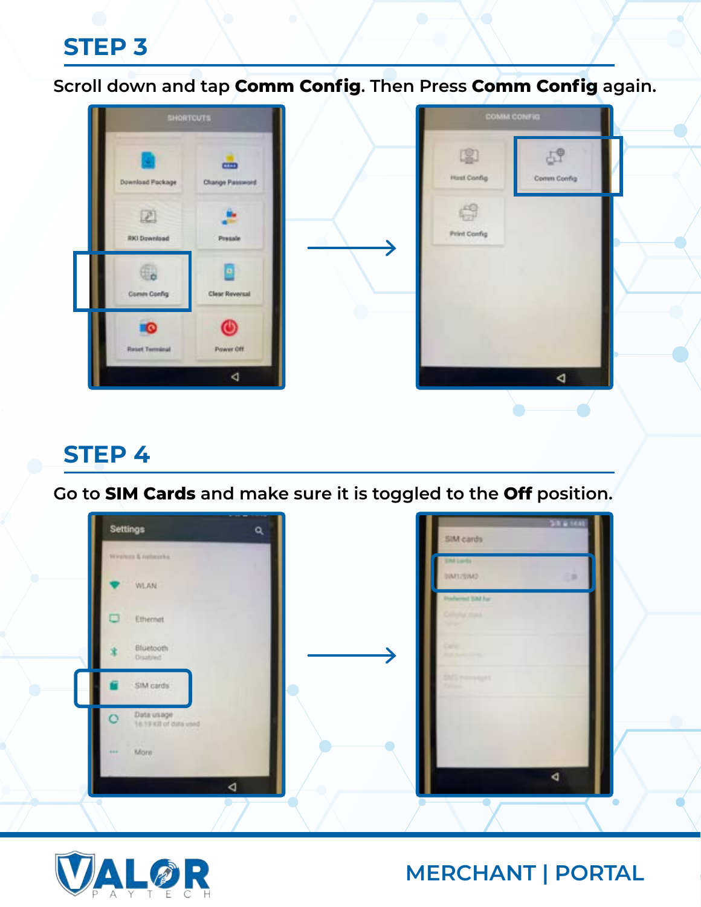## STEP 3

Scroll down and tap **Comm Config.** Then Press **Comm Config** again.

## STEP 4

Go to **SIM Cards** and make sure it is toggled to the **Off** position.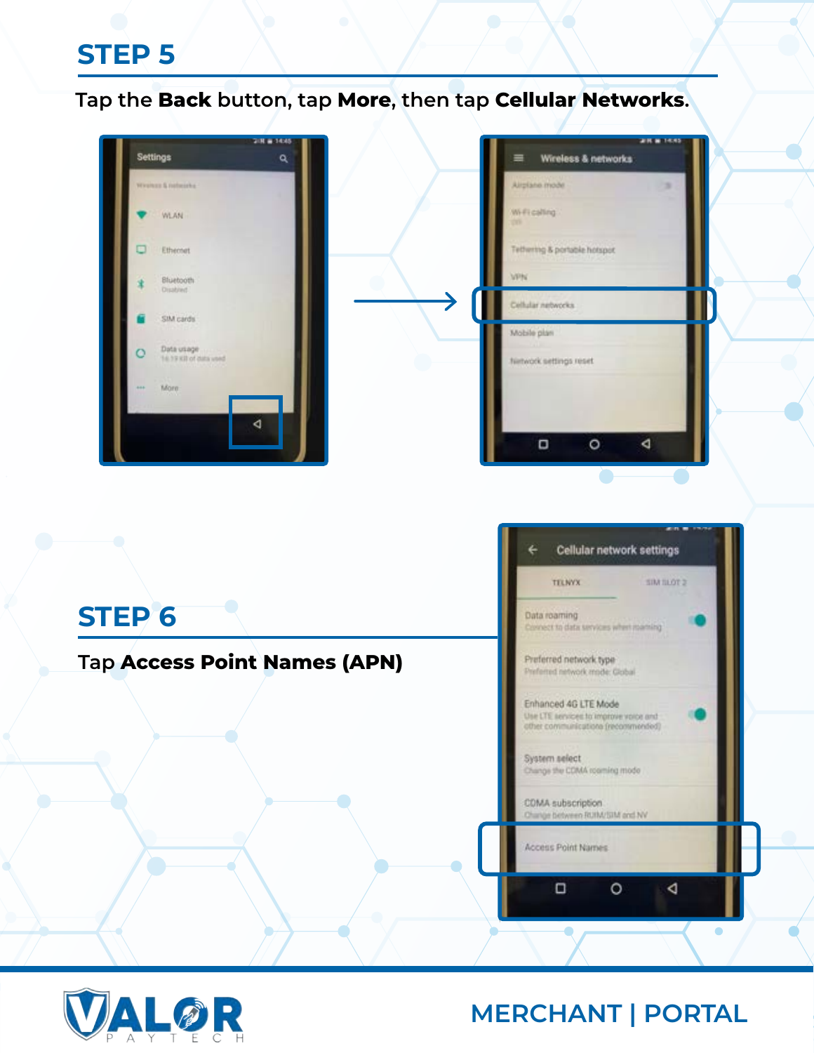## STEP 5

Tap the **Back** button, tap **More**, then tap **Cellular Networks**.

## STEP 6

Tap **Access Point Names (APN)**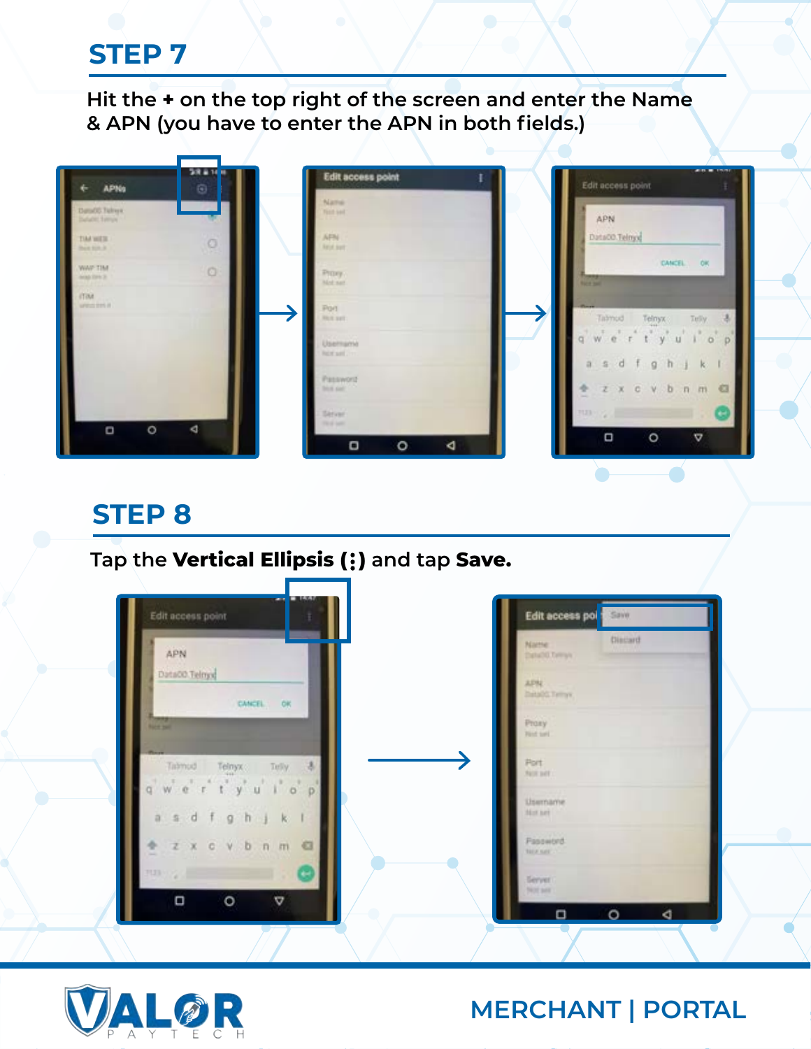## STEP 7

Hit the **+** on the top right of the screen and enter the Name & APN (you have to enter the APN in both fields.)

## STEP 8

Tap the **Vertical Ellipsis (⋮)** and tap **Save.**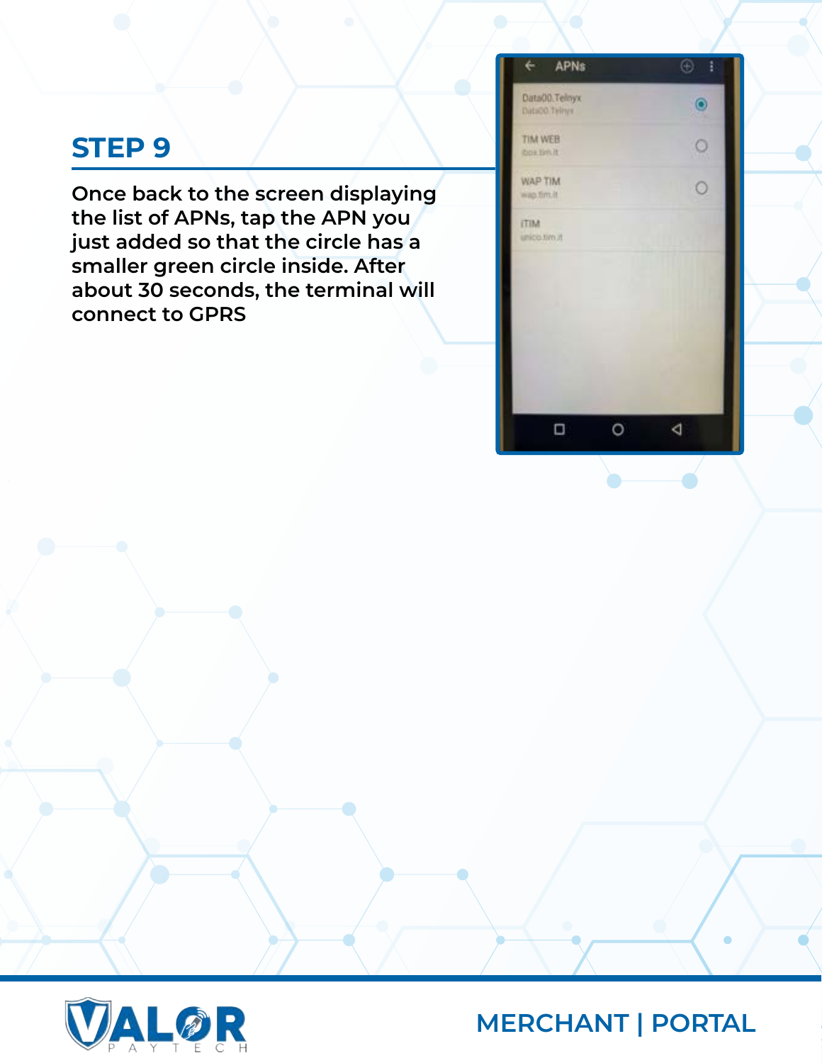## STEP 9

Once back to the screen displaying the list of APNs, tap the APN you just added so that the circle has a smaller green circle inside. After about 30 seconds, the terminal will connect to GPRS